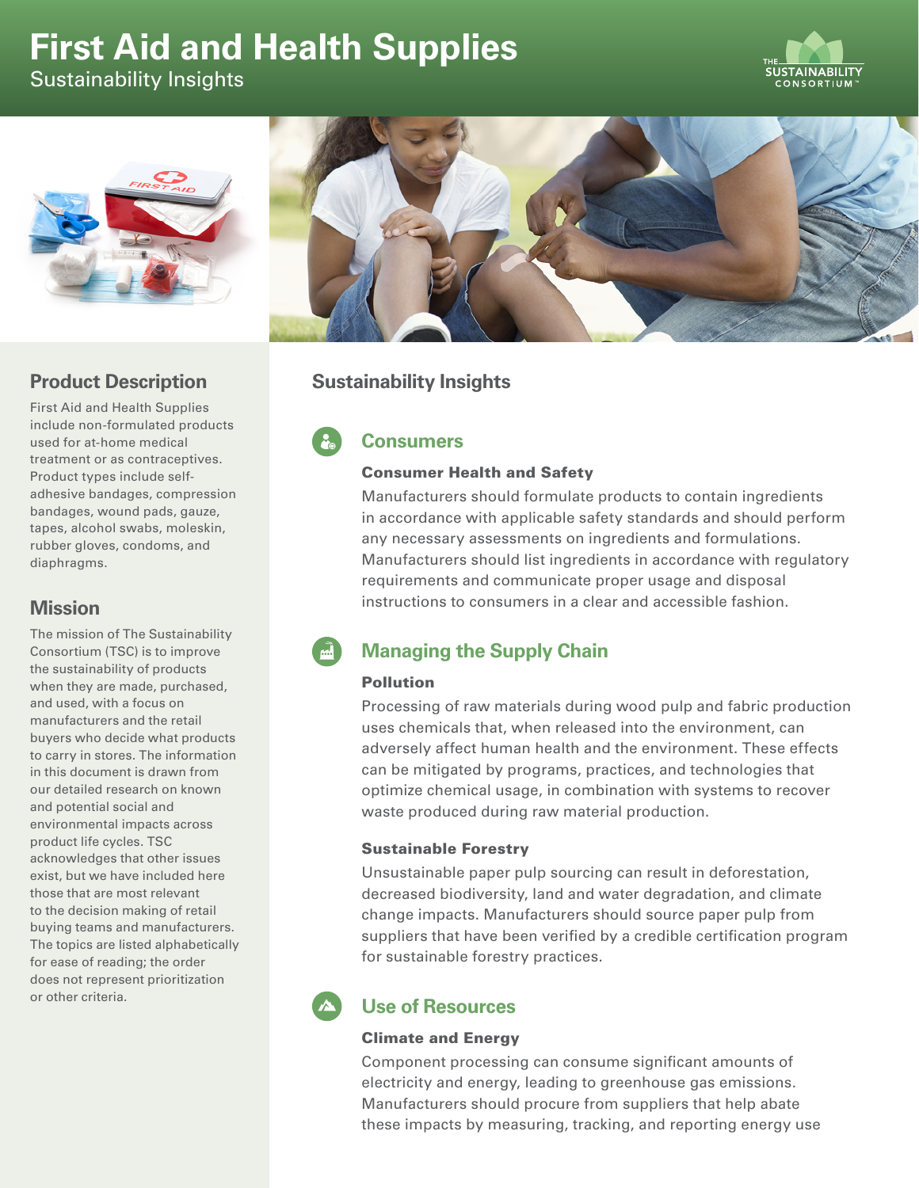# First Aid and Health Supplies

Sustainability Insights

## Product Description

First Aid and Health Supplies include non-formulated products used for at-home medical treatment or as contraceptives. Product types include self-adhesive bandages, compression bandages, wound pads, gauze, tapes, alcohol swabs, moleskin, rubber gloves, condoms, and diaphragms.

## Mission

The mission of The Sustainability Consortium (TSC) is to improve the sustainability of products when they are made, purchased, and used, with a focus on manufacturers and the retail buyers who decide what products to carry in stores. The information in this document is drawn from our detailed research on known and potential social and environmental impacts across product life cycles. TSC acknowledges that other issues exist, but we have included here those that most relevant to the decision making of retail buying teams and manufacturers. The topics are listed alphabetically for ease of reading; the order does not represent prioritization or other criteria.

## Sustainability Insights

### Consumers

#### Consumer Health and Safety

Manufacturers should formulate products to contain ingredients in accordance with applicable safety standards and should perform any necessary assessments on ingredients and formulations. Manufacturers should list ingredients in accordance with regulatory requirements and communicate proper usage and disposal instructions to consumers in a clear and accessible fashion.

### Managing the Supply Chain

#### Pollution

Processing of raw materials during wood pulp and fabric production uses chemicals that, when released into the environment, can adversely affect human health and the environment. These effects can be mitigated by programs, practices, and technologies that optimize chemical usage, in combination with systems to recover waste produced during raw material production.

#### Sustainable Forestry

Unsustainable paper pulp sourcing can result in deforestation, decreased biodiversity, land and water degradation, and climate change impacts. Manufacturers should source paper pulp from suppliers that have been verified by a credible certification program for sustainable forestry practices.

### Use of Resources

#### Climate and Energy

Component processing can consume significant amounts of electricity and energy, leading to greenhouse gas emissions. Manufacturers should procure from suppliers that help abate these impacts by measuring, tracking, and reporting energy use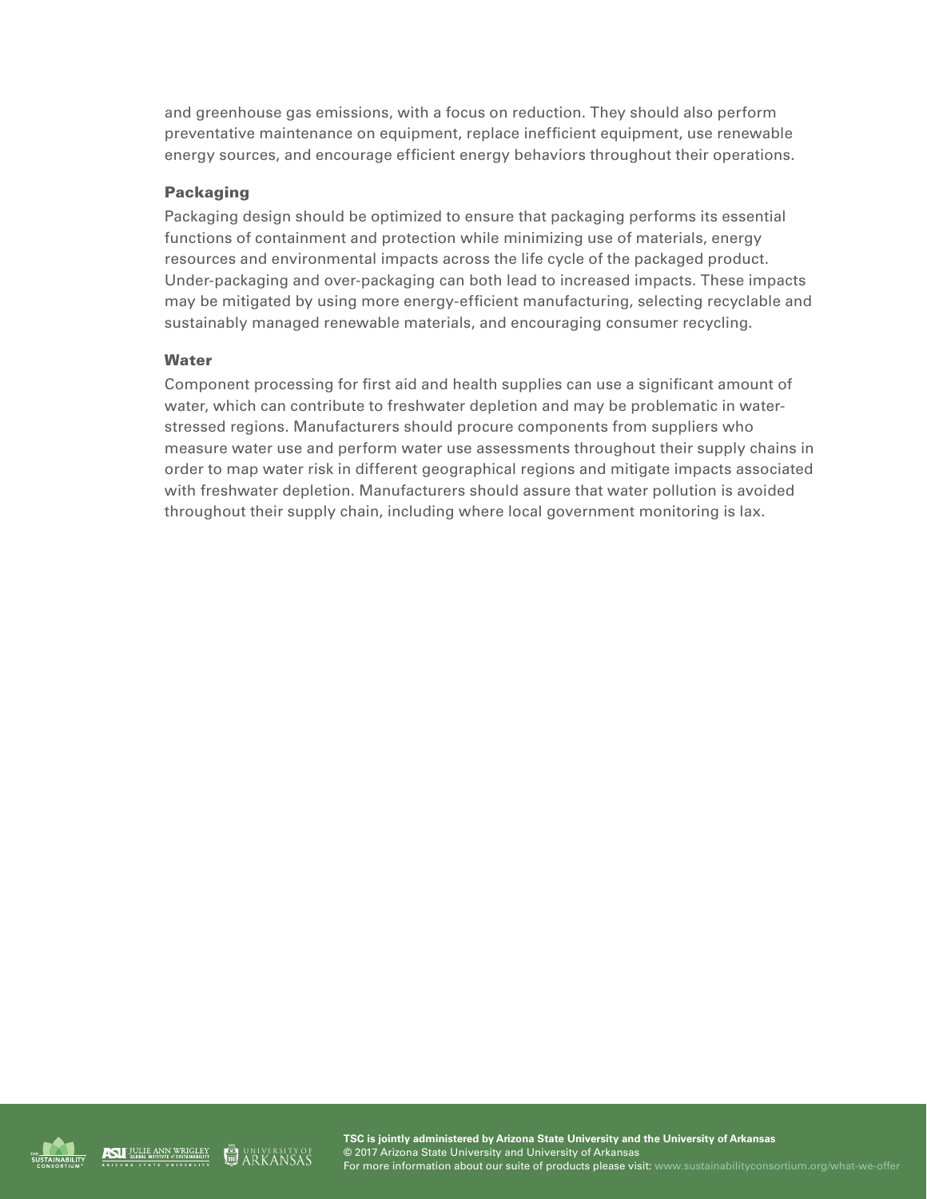and greenhouse gas emissions, with a focus on reduction. They should also perform preventative maintenance on equipment, replace inefficient equipment, use renewable energy sources, and encourage efficient energy behaviors throughout their operations.

### Packaging

Packaging design should be optimized to ensure that packaging performs its essential functions of containment and protection while minimizing use of materials, energy resources and environmental impacts across the life cycle of the packaged product. Under-packaging and over-packaging can both lead to increased impacts. These impacts may be mitigated by using more energy-efficient manufacturing, selecting recyclable and sustainably managed renewable materials, and encouraging consumer recycling.

### Water

Component processing for first aid and health supplies can use a significant amount of water, which can contribute to freshwater depletion and may be problematic in water-stressed regions. Manufacturers should procure components from suppliers who measure water use and perform water use assessments throughout their supply chains in order to map water risk in different geographical regions and mitigate impacts associated with freshwater depletion. Manufacturers should assure that water pollution is avoided throughout their supply chain, including where local government monitoring is lax.

**TSC is jointly administered by Arizona State University and the University of Arkansas**
© 2017 Arizona State University and University of Arkansas
For more information about our suite of products please visit: www.sustainabilityconsortium.org/what-we-offer